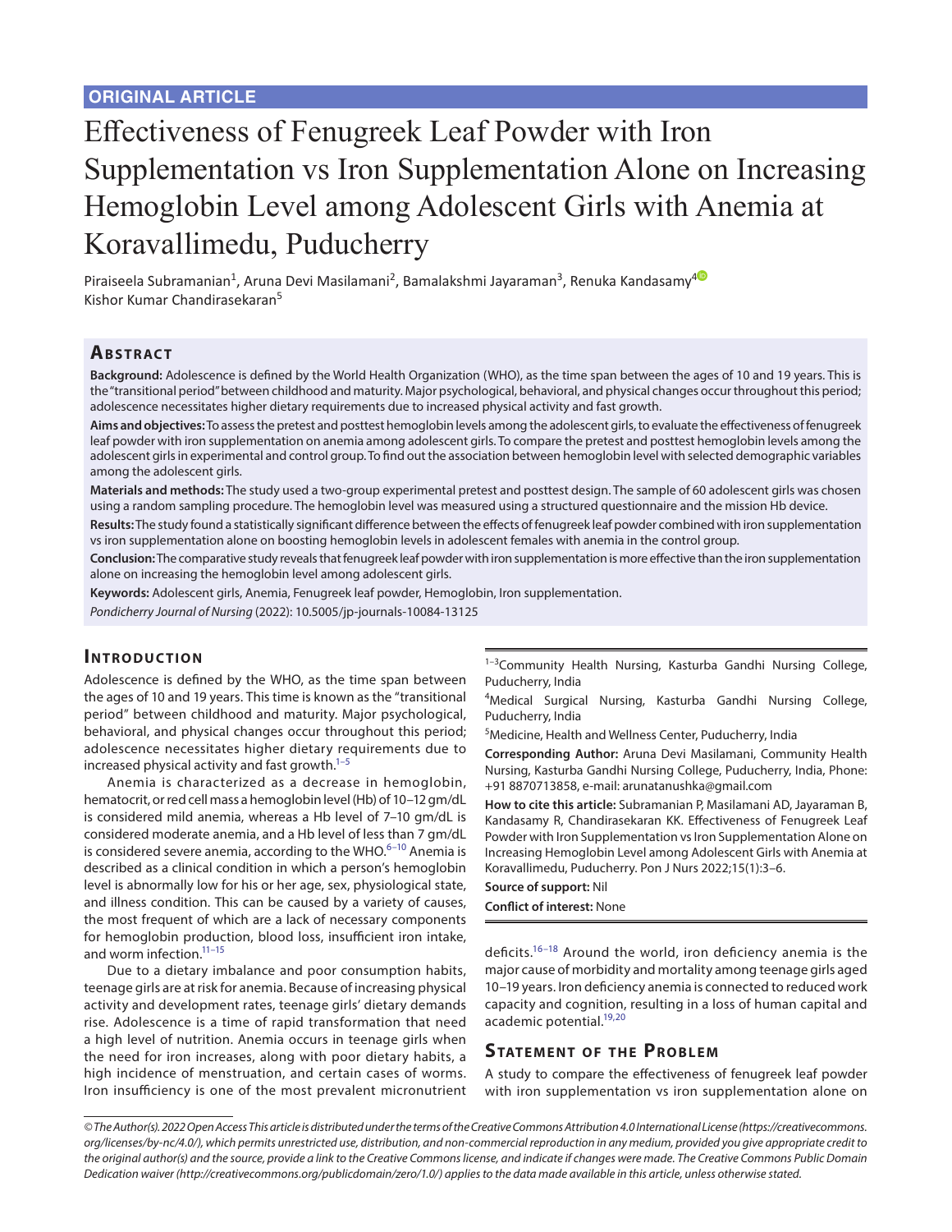**ORIGINAL ARTICLE**

# Effectiveness of Fenugreek Leaf Powder with Iron Supplementation vs Iron Supplementation Alone on Increasing Hemoglobin Level among Adolescent Girls with Anemia at Koravallimedu, Puducherry

Piraiseela Subramanian[1], Aruna Devi Masilamani[2], Bamalakshmi Jayaraman[3], Renuka Kandasamy[4], Kishor Kumar Chandirasekaran[5]

## Abstract

**Background:** Adolescence is defined by the World Health Organization (WHO), as the time span between the ages of 10 and 19 years. This is the "transitional period" between childhood and maturity. Major psychological, behavioral, and physical changes occur throughout this period; adolescence necessitates higher dietary requirements due to increased physical activity and fast growth.

**Aims and objectives:** To assess the pretest and posttest hemoglobin levels among the adolescent girls, to evaluate the effectiveness of fenugreek leaf powder with iron supplementation on anemia among adolescent girls. To compare the pretest and posttest hemoglobin levels among the adolescent girls in experimental and control group. To find out the association between hemoglobin level with selected demographic variables among the adolescent girls.

**Materials and methods:** The study used a two-group experimental pretest and posttest design. The sample of 60 adolescent girls was chosen using a random sampling procedure. The hemoglobin level was measured using a structured questionnaire and the mission Hb device.

**Results:** The study found a statistically significant difference between the effects of fenugreek leaf powder combined with iron supplementation vs iron supplementation alone on boosting hemoglobin levels in adolescent females with anemia in the control group.

**Conclusion:** The comparative study reveals that fenugreek leaf powder with iron supplementation is more effective than the iron supplementation alone on increasing the hemoglobin level among adolescent girls.

**Keywords:** Adolescent girls, Anemia, Fenugreek leaf powder, Hemoglobin, Iron supplementation.

*Pondicherry Journal of Nursing* (2022): 10.5005/jp-journals-10084-13125

## Introduction

Adolescence is defined by the WHO, as the time span between the ages of 10 and 19 years. This time is known as the "transitional period" between childhood and maturity. Major psychological, behavioral, and physical changes occur throughout this period; adolescence necessitates higher dietary requirements due to increased physical activity and fast growth.[1–5]

Anemia is characterized as a decrease in hemoglobin, hematocrit, or red cell mass a hemoglobin level (Hb) of 10–12 gm/dL is considered mild anemia, whereas a Hb level of 7–10 gm/dL is considered moderate anemia, and a Hb level of less than 7 gm/dL is considered severe anemia, according to the WHO.[6–10] Anemia is described as a clinical condition in which a person's hemoglobin level is abnormally low for his or her age, sex, physiological state, and illness condition. This can be caused by a variety of causes, the most frequent of which are a lack of necessary components for hemoglobin production, blood loss, insufficient iron intake, and worm infection.[11–15]

Due to a dietary imbalance and poor consumption habits, teenage girls are at risk for anemia. Because of increasing physical activity and development rates, teenage girls' dietary demands rise. Adolescence is a time of rapid transformation that need a high level of nutrition. Anemia occurs in teenage girls when the need for iron increases, along with poor dietary habits, a high incidence of menstruation, and certain cases of worms. Iron insufficiency is one of the most prevalent micronutrient deficits.[16–18] Around the world, iron deficiency anemia is the major cause of morbidity and mortality among teenage girls aged 10–19 years. Iron deficiency anemia is connected to reduced work capacity and cognition, resulting in a loss of human capital and academic potential.[19,20]

[1–3]Community Health Nursing, Kasturba Gandhi Nursing College, Puducherry, India

[4]Medical Surgical Nursing, Kasturba Gandhi Nursing College, Puducherry, India

[5]Medicine, Health and Wellness Center, Puducherry, India

**Corresponding Author:** Aruna Devi Masilamani, Community Health Nursing, Kasturba Gandhi Nursing College, Puducherry, India, Phone: +91 8870713858, e-mail: arunatanushka@gmail.com

**How to cite this article:** Subramanian P, Masilamani AD, Jayaraman B, Kandasamy R, Chandirasekaran KK. Effectiveness of Fenugreek Leaf Powder with Iron Supplementation vs Iron Supplementation Alone on Increasing Hemoglobin Level among Adolescent Girls with Anemia at Koravallimedu, Puducherry. Pon J Nurs 2022;15(1):3–6.

**Source of support:** Nil

**Conflict of interest:** None

## Statement of the Problem

A study to compare the effectiveness of fenugreek leaf powder with iron supplementation vs iron supplementation alone on

*© The Author(s). 2022 Open Access This article is distributed under the terms of the Creative Commons Attribution 4.0 International License (https://creativecommons.org/licenses/by-nc/4.0/), which permits unrestricted use, distribution, and non-commercial reproduction in any medium, provided you give appropriate credit to the original author(s) and the source, provide a link to the Creative Commons license, and indicate if changes were made. The Creative Commons Public Domain Dedication waiver (http://creativecommons.org/publicdomain/zero/1.0/) applies to the data made available in this article, unless otherwise stated.*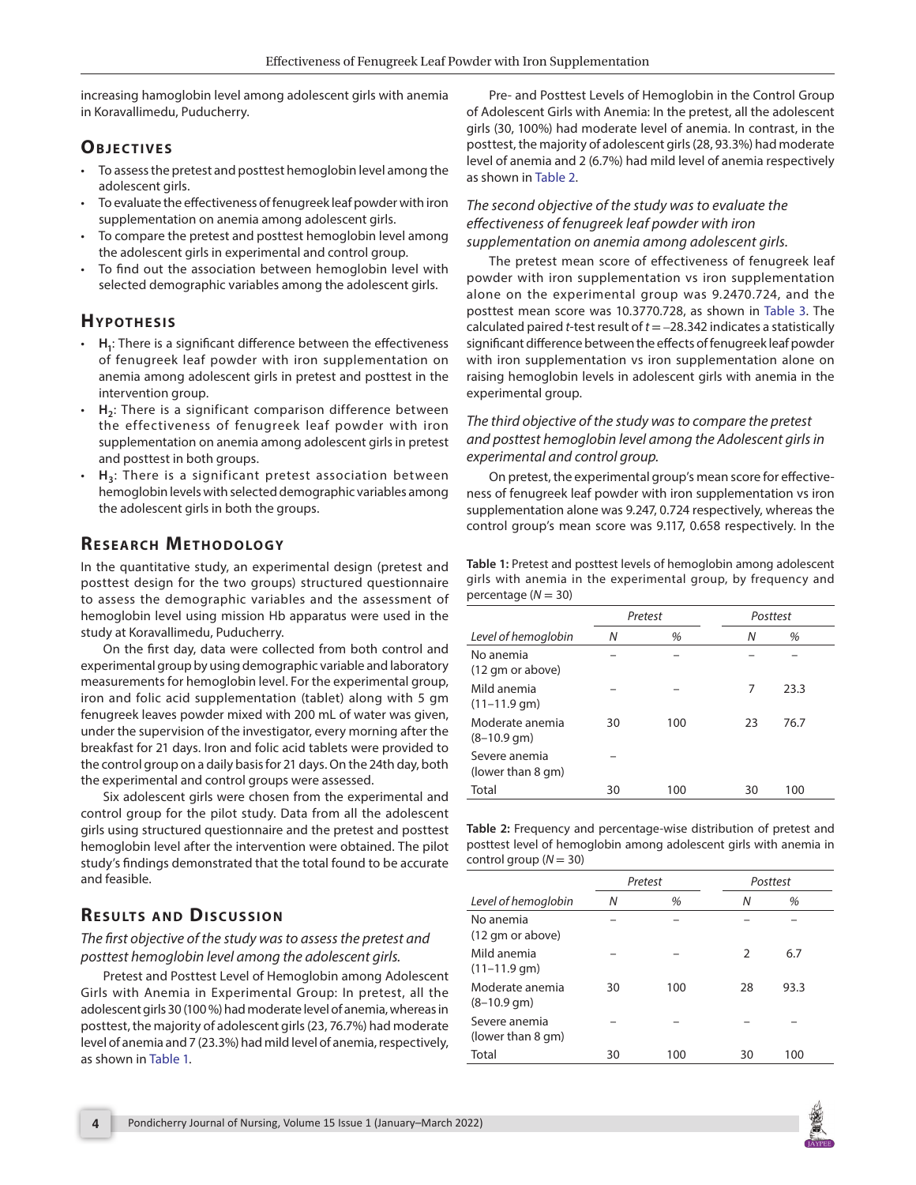increasing hamoglobin level among adolescent girls with anemia in Koravallimedu, Puducherry.

## Objectives

- To assess the pretest and posttest hemoglobin level among the adolescent girls.
- To evaluate the effectiveness of fenugreek leaf powder with iron supplementation on anemia among adolescent girls.
- To compare the pretest and posttest hemoglobin level among the adolescent girls in experimental and control group.
- To find out the association between hemoglobin level with selected demographic variables among the adolescent girls.

## Hypothesis

- **$H_1$**: There is a significant difference between the effectiveness of fenugreek leaf powder with iron supplementation on anemia among adolescent girls in pretest and posttest in the intervention group.
- **$H_2$**: There is a significant comparison difference between the effectiveness of fenugreek leaf powder with iron supplementation on anemia among adolescent girls in pretest and posttest in both groups.
- **$H_3$**: There is a significant pretest association between hemoglobin levels with selected demographic variables among the adolescent girls in both the groups.

## Research Methodology

In the quantitative study, an experimental design (pretest and posttest design for the two groups) structured questionnaire to assess the demographic variables and the assessment of hemoglobin level using mission Hb apparatus were used in the study at Koravallimedu, Puducherry.

On the first day, data were collected from both control and experimental group by using demographic variable and laboratory measurements for hemoglobin level. For the experimental group, iron and folic acid supplementation (tablet) along with 5 gm fenugreek leaves powder mixed with 200 mL of water was given, under the supervision of the investigator, every morning after the breakfast for 21 days. Iron and folic acid tablets were provided to the control group on a daily basis for 21 days. On the 24th day, both the experimental and control groups were assessed.

Six adolescent girls were chosen from the experimental and control group for the pilot study. Data from all the adolescent girls using structured questionnaire and the pretest and posttest hemoglobin level after the intervention were obtained. The pilot study's findings demonstrated that the total found to be accurate and feasible.

## Results and Discussion

*The first objective of the study was to assess the pretest and posttest hemoglobin level among the adolescent girls.*

Pretest and Posttest Level of Hemoglobin among Adolescent Girls with Anemia in Experimental Group: In pretest, all the adolescent girls 30 (100 %) had moderate level of anemia, whereas in posttest, the majority of adolescent girls (23, 76.7%) had moderate level of anemia and 7 (23.3%) had mild level of anemia, respectively, as shown in Table 1.

Pre- and Posttest Levels of Hemoglobin in the Control Group of Adolescent Girls with Anemia: In the pretest, all the adolescent girls (30, 100%) had moderate level of anemia. In contrast, in the posttest, the majority of adolescent girls (28, 93.3%) had moderate level of anemia and 2 (6.7%) had mild level of anemia respectively as shown in Table 2.

*The second objective of the study was to evaluate the effectiveness of fenugreek leaf powder with iron supplementation on anemia among adolescent girls.*

The pretest mean score of effectiveness of fenugreek leaf powder with iron supplementation vs iron supplementation alone on the experimental group was 9.2470.724, and the posttest mean score was 10.3770.728, as shown in Table 3. The calculated paired *t*-test result of $t = -28.342$ indicates a statistically significant difference between the effects of fenugreek leaf powder with iron supplementation vs iron supplementation alone on raising hemoglobin levels in adolescent girls with anemia in the experimental group.

*The third objective of the study was to compare the pretest and posttest hemoglobin level among the Adolescent girls in experimental and control group.*

On pretest, the experimental group's mean score for effectiveness of fenugreek leaf powder with iron supplementation vs iron supplementation alone was 9.247, 0.724 respectively, whereas the control group's mean score was 9.117, 0.658 respectively. In the

**Table 1:** Pretest and posttest levels of hemoglobin among adolescent girls with anemia in the experimental group, by frequency and percentage ($N = 30$)

| | Pretest | | Posttest | |
|---|---|---|---|---|
| *Level of hemoglobin* | *N* | *%* | *N* | *%* |
| No anemia (12 gm or above) | – | – | – | – |
| Mild anemia (11–11.9 gm) | – | – | 7 | 23.3 |
| Moderate anemia (8–10.9 gm) | 30 | 100 | 23 | 76.7 |
| Severe anemia (lower than 8 gm) | – | | | |
| Total | 30 | 100 | 30 | 100 |

**Table 2:** Frequency and percentage-wise distribution of pretest and posttest level of hemoglobin among adolescent girls with anemia in control group ($N = 30$)

| | Pretest | | Posttest | |
|---|---|---|---|---|
| *Level of hemoglobin* | *N* | *%* | *N* | *%* |
| No anemia (12 gm or above) | – | – | – | – |
| Mild anemia (11–11.9 gm) | – | – | 2 | 6.7 |
| Moderate anemia (8–10.9 gm) | 30 | 100 | 28 | 93.3 |
| Severe anemia (lower than 8 gm) | – | – | – | – |
| Total | 30 | 100 | 30 | 100 |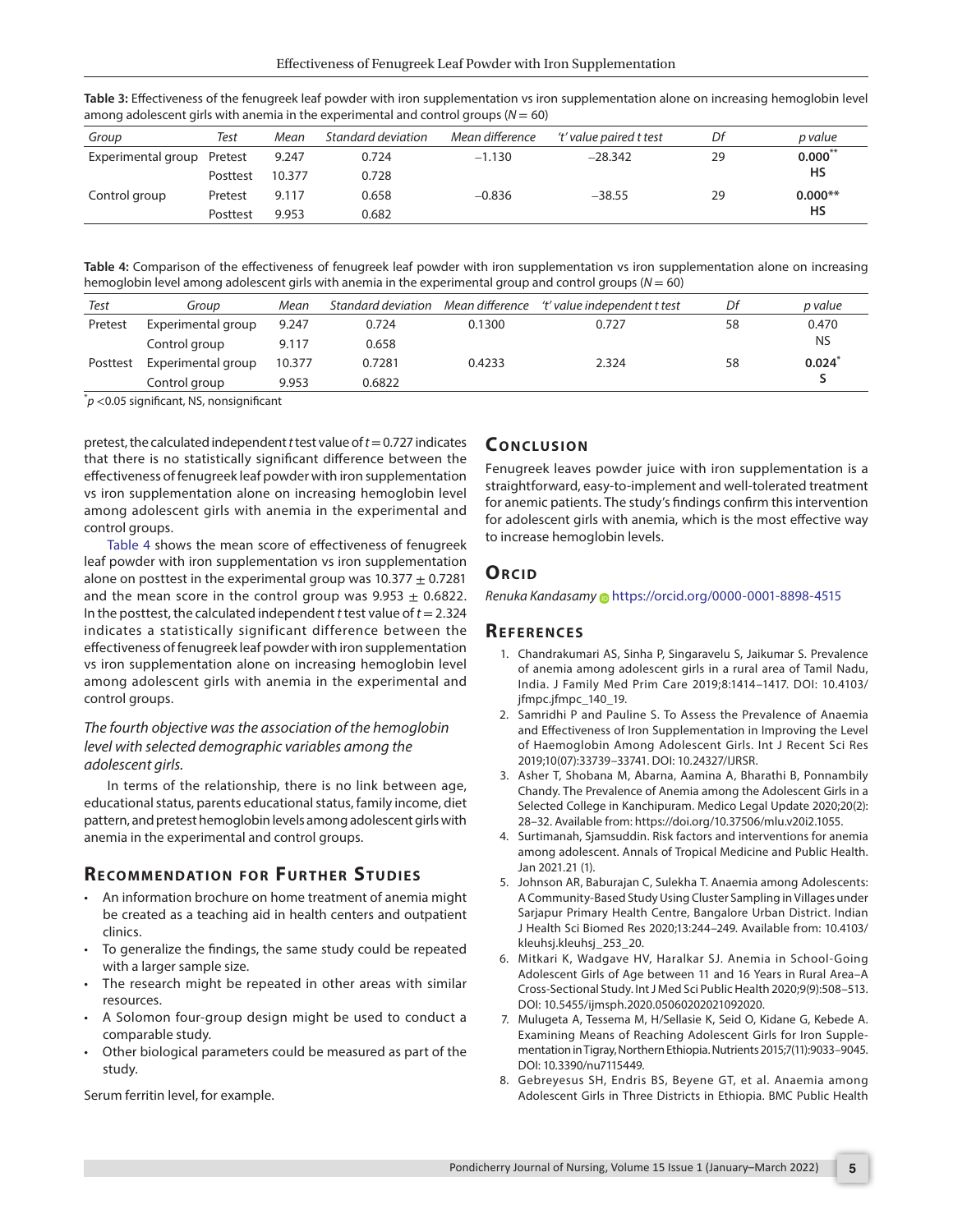**Table 3:** Effectiveness of the fenugreek leaf powder with iron supplementation vs iron supplementation alone on increasing hemoglobin level among adolescent girls with anemia in the experimental and control groups ($N = 60$)

| Group | Test | Mean | Standard deviation | Mean difference | 't' value paired t test | Df | p value |
|---|---|---|---|---|---|---|---|
| Experimental group | Pretest | 9.247 | 0.724 | −1.130 | −28.342 | 29 | **0.000**[**] **HS** |
| | Posttest | 10.377 | 0.728 | | | | |
| Control group | Pretest | 9.117 | 0.658 | −0.836 | −38.55 | 29 | **0.000**** **HS** |
| | Posttest | 9.953 | 0.682 | | | | |

**Table 4:** Comparison of the effectiveness of fenugreek leaf powder with iron supplementation vs iron supplementation alone on increasing hemoglobin level among adolescent girls with anemia in the experimental group and control groups ($N = 60$)

| Test | Group | Mean | Standard deviation | Mean difference | 't' value independent t test | Df | p value |
|---|---|---|---|---|---|---|---|
| Pretest | Experimental group | 9.247 | 0.724 | 0.1300 | 0.727 | 58 | 0.470 NS |
| | Control group | 9.117 | 0.658 | | | | |
| Posttest | Experimental group | 10.377 | 0.7281 | 0.4233 | 2.324 | 58 | **0.024**[*] **S** |
| | Control group | 9.953 | 0.6822 | | | | |

[*]$p < 0.05$ significant, NS, nonsignificant

pretest, the calculated independent *t* test value of $t = 0.727$ indicates that there is no statistically significant difference between the effectiveness of fenugreek leaf powder with iron supplementation vs iron supplementation alone on increasing hemoglobin level among adolescent girls with anemia in the experimental and control groups.

Table 4 shows the mean score of effectiveness of fenugreek leaf powder with iron supplementation vs iron supplementation alone on posttest in the experimental group was $10.377 \pm 0.7281$ and the mean score in the control group was $9.953 \pm 0.6822$. In the posttest, the calculated independent *t* test value of $t = 2.324$ indicates a statistically significant difference between the effectiveness of fenugreek leaf powder with iron supplementation vs iron supplementation alone on increasing hemoglobin level among adolescent girls with anemia in the experimental and control groups.

*The fourth objective was the association of the hemoglobin level with selected demographic variables among the adolescent girls.*

In terms of the relationship, there is no link between age, educational status, parents educational status, family income, diet pattern, and pretest hemoglobin levels among adolescent girls with anemia in the experimental and control groups.

## Recommendation for Further Studies

- An information brochure on home treatment of anemia might be created as a teaching aid in health centers and outpatient clinics.
- To generalize the findings, the same study could be repeated with a larger sample size.
- The research might be repeated in other areas with similar resources.
- A Solomon four-group design might be used to conduct a comparable study.
- Other biological parameters could be measured as part of the study.

Serum ferritin level, for example.

## Conclusion

Fenugreek leaves powder juice with iron supplementation is a straightforward, easy-to-implement and well-tolerated treatment for anemic patients. The study's findings confirm this intervention for adolescent girls with anemia, which is the most effective way to increase hemoglobin levels.

## Orcid

*Renuka Kandasamy* https://orcid.org/0000-0001-8898-4515

## References

1. Chandrakumari AS, Sinha P, Singaravelu S, Jaikumar S. Prevalence of anemia among adolescent girls in a rural area of Tamil Nadu, India. J Family Med Prim Care 2019;8:1414–1417. DOI: 10.4103/jfmpc.jfmpc_140_19.
2. Samridhi P and Pauline S. To Assess the Prevalence of Anaemia and Effectiveness of Iron Supplementation in Improving the Level of Haemoglobin Among Adolescent Girls. Int J Recent Sci Res 2019;10(07):33739–33741. DOI: 10.24327/IJRSR.
3. Asher T, Shobana M, Abarna, Aamina A, Bharathi B, Ponnambily Chandy. The Prevalence of Anemia among the Adolescent Girls in a Selected College in Kanchipuram. Medico Legal Update 2020;20(2): 28–32. Available from: https://doi.org/10.37506/mlu.v20i2.1055.
4. Surtimanah, Sjamsuddin. Risk factors and interventions for anemia among adolescent. Annals of Tropical Medicine and Public Health. Jan 2021.21 (1).
5. Johnson AR, Baburajan C, Sulekha T. Anaemia among Adolescents: A Community-Based Study Using Cluster Sampling in Villages under Sarjapur Primary Health Centre, Bangalore Urban District. Indian J Health Sci Biomed Res 2020;13:244–249. Available from: 10.4103/kleuhsj.kleuhsj_253_20.
6. Mitkari K, Wadgave HV, Haralkar SJ. Anemia in School-Going Adolescent Girls of Age between 11 and 16 Years in Rural Area–A Cross-Sectional Study. Int J Med Sci Public Health 2020;9(9):508–513. DOI: 10.5455/ijmsph.2020.05060202021092020.
7. Mulugeta A, Tessema M, H/Sellasie K, Seid O, Kidane G, Kebede A. Examining Means of Reaching Adolescent Girls for Iron Supplementation in Tigray, Northern Ethiopia. Nutrients 2015;7(11):9033–9045. DOI: 10.3390/nu7115449.
8. Gebreyesus SH, Endris BS, Beyene GT, et al. Anaemia among Adolescent Girls in Three Districts in Ethiopia. BMC Public Health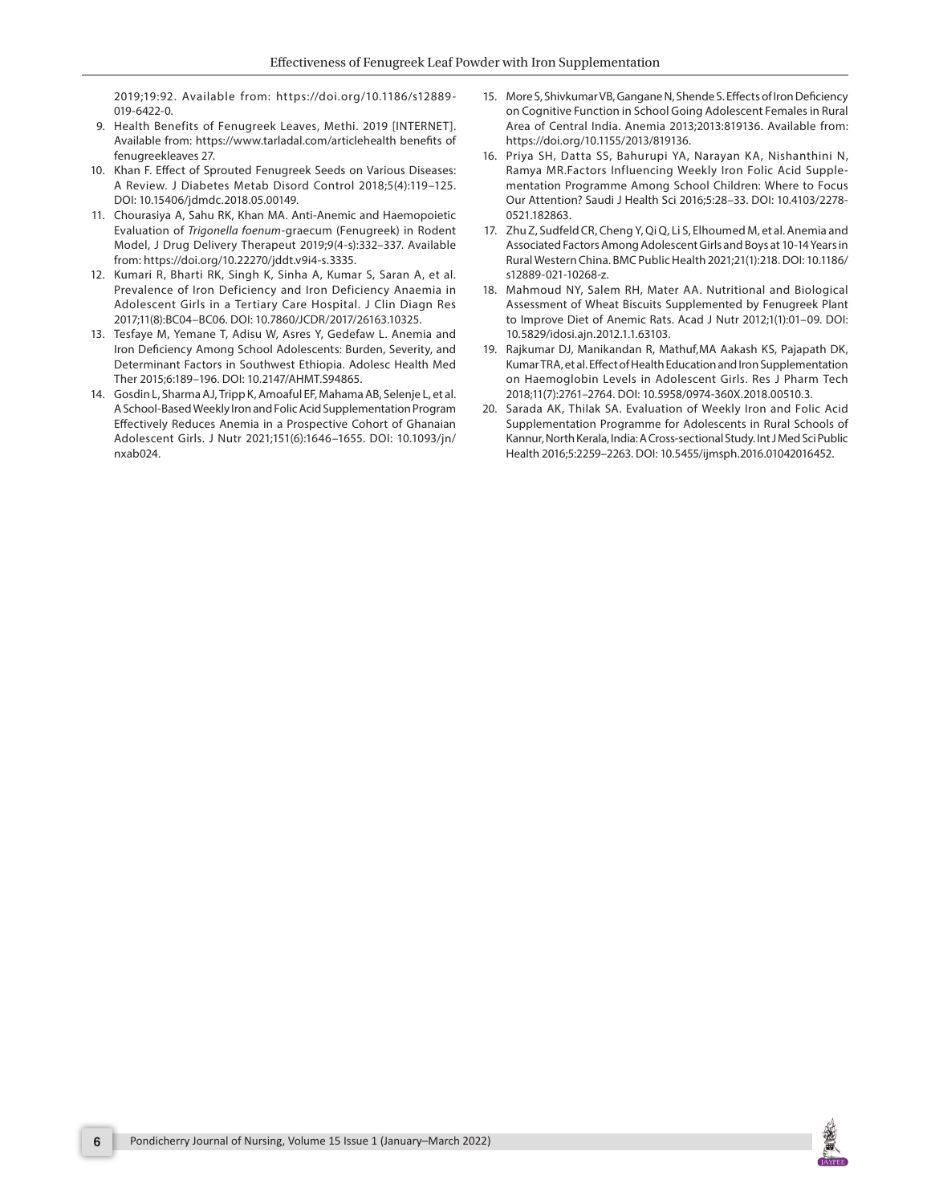2019;19:92. Available from: https://doi.org/10.1186/s12889-019-6422-0.

9. Health Benefits of Fenugreek Leaves, Methi. 2019 [INTERNET]. Available from: https://www.tarladal.com/articlehealth benefits of fenugreekleaves 27.
10. Khan F. Effect of Sprouted Fenugreek Seeds on Various Diseases: A Review. J Diabetes Metab Disord Control 2018;5(4):119–125. DOI: 10.15406/jdmdc.2018.05.00149.
11. Chourasiya A, Sahu RK, Khan MA. Anti-Anemic and Haemopoietic Evaluation of *Trigonella foenum*-graecum (Fenugreek) in Rodent Model, J Drug Delivery Therapeut 2019;9(4-s):332–337. Available from: https://doi.org/10.22270/jddt.v9i4-s.3335.
12. Kumari R, Bharti RK, Singh K, Sinha A, Kumar S, Saran A, et al. Prevalence of Iron Deficiency and Iron Deficiency Anaemia in Adolescent Girls in a Tertiary Care Hospital. J Clin Diagn Res 2017;11(8):BC04–BC06. DOI: 10.7860/JCDR/2017/26163.10325.
13. Tesfaye M, Yemane T, Adisu W, Asres Y, Gedefaw L. Anemia and Iron Deficiency Among School Adolescents: Burden, Severity, and Determinant Factors in Southwest Ethiopia. Adolesc Health Med Ther 2015;6:189–196. DOI: 10.2147/AHMT.S94865.
14. Gosdin L, Sharma AJ, Tripp K, Amoaful EF, Mahama AB, Selenje L, et al. A School-Based Weekly Iron and Folic Acid Supplementation Program Effectively Reduces Anemia in a Prospective Cohort of Ghanaian Adolescent Girls. J Nutr 2021;151(6):1646–1655. DOI: 10.1093/jn/nxab024.
15. More S, Shivkumar VB, Gangane N, Shende S. Effects of Iron Deficiency on Cognitive Function in School Going Adolescent Females in Rural Area of Central India. Anemia 2013;2013:819136. Available from: https://doi.org/10.1155/2013/819136.
16. Priya SH, Datta SS, Bahurupi YA, Narayan KA, Nishanthini N, Ramya MR.Factors Influencing Weekly Iron Folic Acid Supplementation Programme Among School Children: Where to Focus Our Attention? Saudi J Health Sci 2016;5:28–33. DOI: 10.4103/2278-0521.182863.
17. Zhu Z, Sudfeld CR, Cheng Y, Qi Q, Li S, Elhoumed M, et al. Anemia and Associated Factors Among Adolescent Girls and Boys at 10-14 Years in Rural Western China. BMC Public Health 2021;21(1):218. DOI: 10.1186/s12889-021-10268-z.
18. Mahmoud NY, Salem RH, Mater AA. Nutritional and Biological Assessment of Wheat Biscuits Supplemented by Fenugreek Plant to Improve Diet of Anemic Rats. Acad J Nutr 2012;1(1):01–09. DOI: 10.5829/idosi.ajn.2012.1.1.63103.
19. Rajkumar DJ, Manikandan R, Mathuf,MA Aakash KS, Pajapath DK, Kumar TRA, et al. Effect of Health Education and Iron Supplementation on Haemoglobin Levels in Adolescent Girls. Res J Pharm Tech 2018;11(7):2761–2764. DOI: 10.5958/0974-360X.2018.00510.3.
20. Sarada AK, Thilak SA. Evaluation of Weekly Iron and Folic Acid Supplementation Programme for Adolescents in Rural Schools of Kannur, North Kerala, India: A Cross-sectional Study. Int J Med Sci Public Health 2016;5:2259–2263. DOI: 10.5455/ijmsph.2016.01042016452.